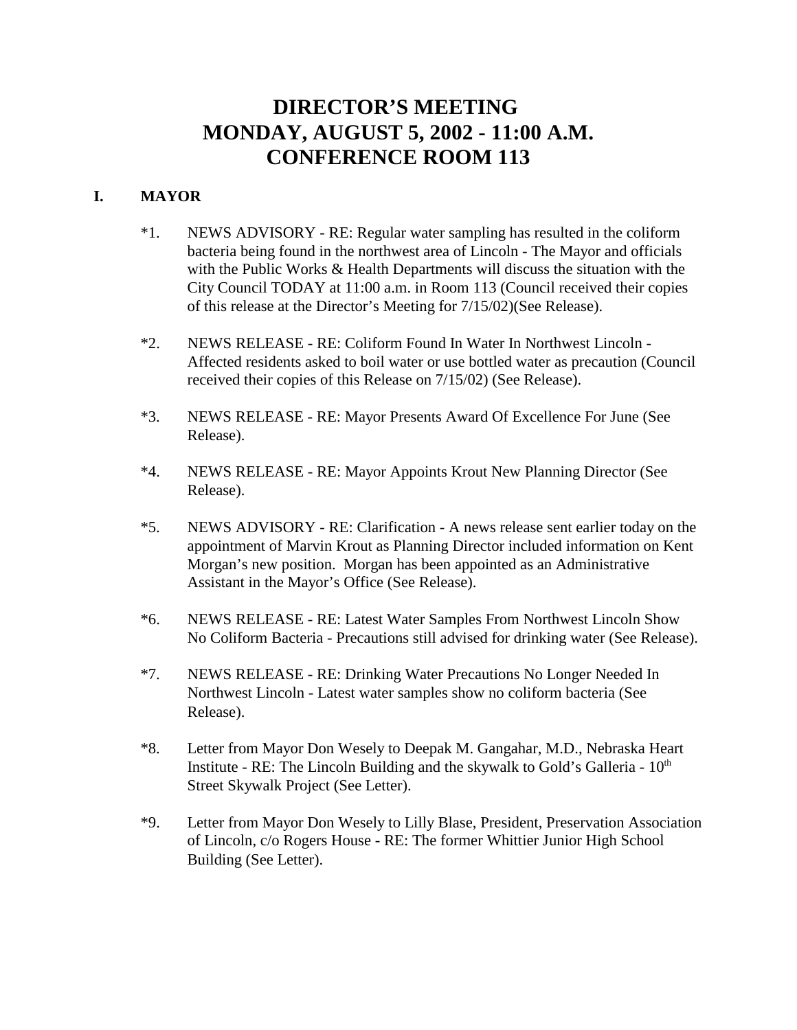# DIRECTOR'S MEETING
# MONDAY, AUGUST 5, 2002 - 11:00 A.M.
# CONFERENCE ROOM 113

## I. MAYOR

*1. NEWS ADVISORY - RE: Regular water sampling has resulted in the coliform bacteria being found in the northwest area of Lincoln - The Mayor and officials with the Public Works & Health Departments will discuss the situation with the City Council TODAY at 11:00 a.m. in Room 113 (Council received their copies of this release at the Director's Meeting for 7/15/02)(See Release).

*2. NEWS RELEASE - RE: Coliform Found In Water In Northwest Lincoln - Affected residents asked to boil water or use bottled water as precaution (Council received their copies of this Release on 7/15/02) (See Release).

*3. NEWS RELEASE - RE: Mayor Presents Award Of Excellence For June (See Release).

*4. NEWS RELEASE - RE: Mayor Appoints Krout New Planning Director (See Release).

*5. NEWS ADVISORY - RE: Clarification - A news release sent earlier today on the appointment of Marvin Krout as Planning Director included information on Kent Morgan's new position. Morgan has been appointed as an Administrative Assistant in the Mayor's Office (See Release).

*6. NEWS RELEASE - RE: Latest Water Samples From Northwest Lincoln Show No Coliform Bacteria - Precautions still advised for drinking water (See Release).

*7. NEWS RELEASE - RE: Drinking Water Precautions No Longer Needed In Northwest Lincoln - Latest water samples show no coliform bacteria (See Release).

*8. Letter from Mayor Don Wesely to Deepak M. Gangahar, M.D., Nebraska Heart Institute - RE: The Lincoln Building and the skywalk to Gold's Galleria - 10th Street Skywalk Project (See Letter).

*9. Letter from Mayor Don Wesely to Lilly Blase, President, Preservation Association of Lincoln, c/o Rogers House - RE: The former Whittier Junior High School Building (See Letter).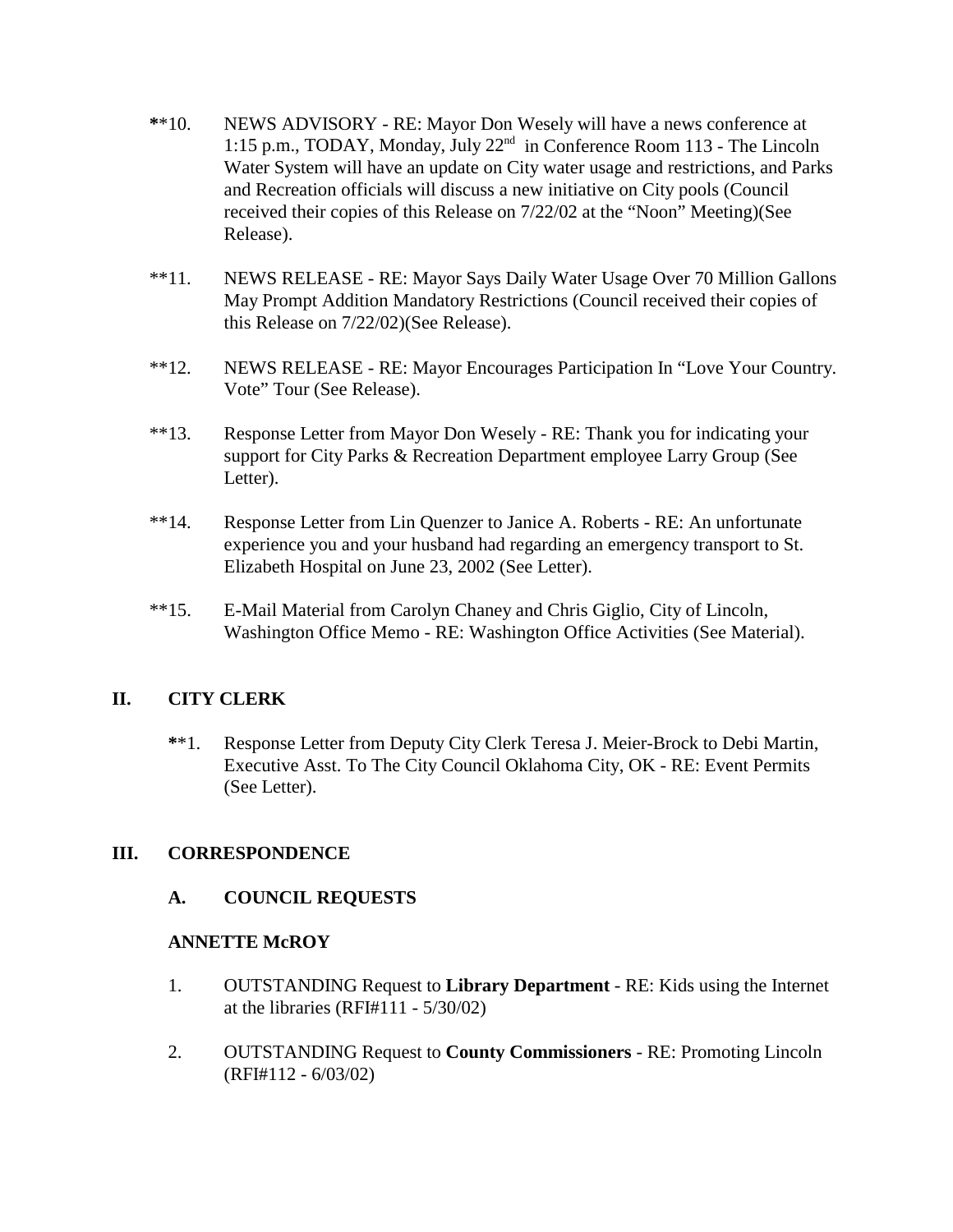**10. NEWS ADVISORY - RE: Mayor Don Wesely will have a news conference at 1:15 p.m., TODAY, Monday, July 22nd in Conference Room 113 - The Lincoln Water System will have an update on City water usage and restrictions, and Parks and Recreation officials will discuss a new initiative on City pools (Council received their copies of this Release on 7/22/02 at the "Noon" Meeting)(See Release).

**11. NEWS RELEASE - RE: Mayor Says Daily Water Usage Over 70 Million Gallons May Prompt Addition Mandatory Restrictions (Council received their copies of this Release on 7/22/02)(See Release).

**12. NEWS RELEASE - RE: Mayor Encourages Participation In "Love Your Country. Vote" Tour (See Release).

**13. Response Letter from Mayor Don Wesely - RE: Thank you for indicating your support for City Parks & Recreation Department employee Larry Group (See Letter).

**14. Response Letter from Lin Quenzer to Janice A. Roberts - RE: An unfortunate experience you and your husband had regarding an emergency transport to St. Elizabeth Hospital on June 23, 2002 (See Letter).

**15. E-Mail Material from Carolyn Chaney and Chris Giglio, City of Lincoln, Washington Office Memo - RE: Washington Office Activities (See Material).

## II. CITY CLERK

**1. Response Letter from Deputy City Clerk Teresa J. Meier-Brock to Debi Martin, Executive Asst. To The City Council Oklahoma City, OK - RE: Event Permits (See Letter).

## III. CORRESPONDENCE

### A. COUNCIL REQUESTS

**ANNETTE McROY**

1. OUTSTANDING Request to **Library Department** - RE: Kids using the Internet at the libraries (RFI#111 - 5/30/02)

2. OUTSTANDING Request to **County Commissioners** - RE: Promoting Lincoln (RFI#112 - 6/03/02)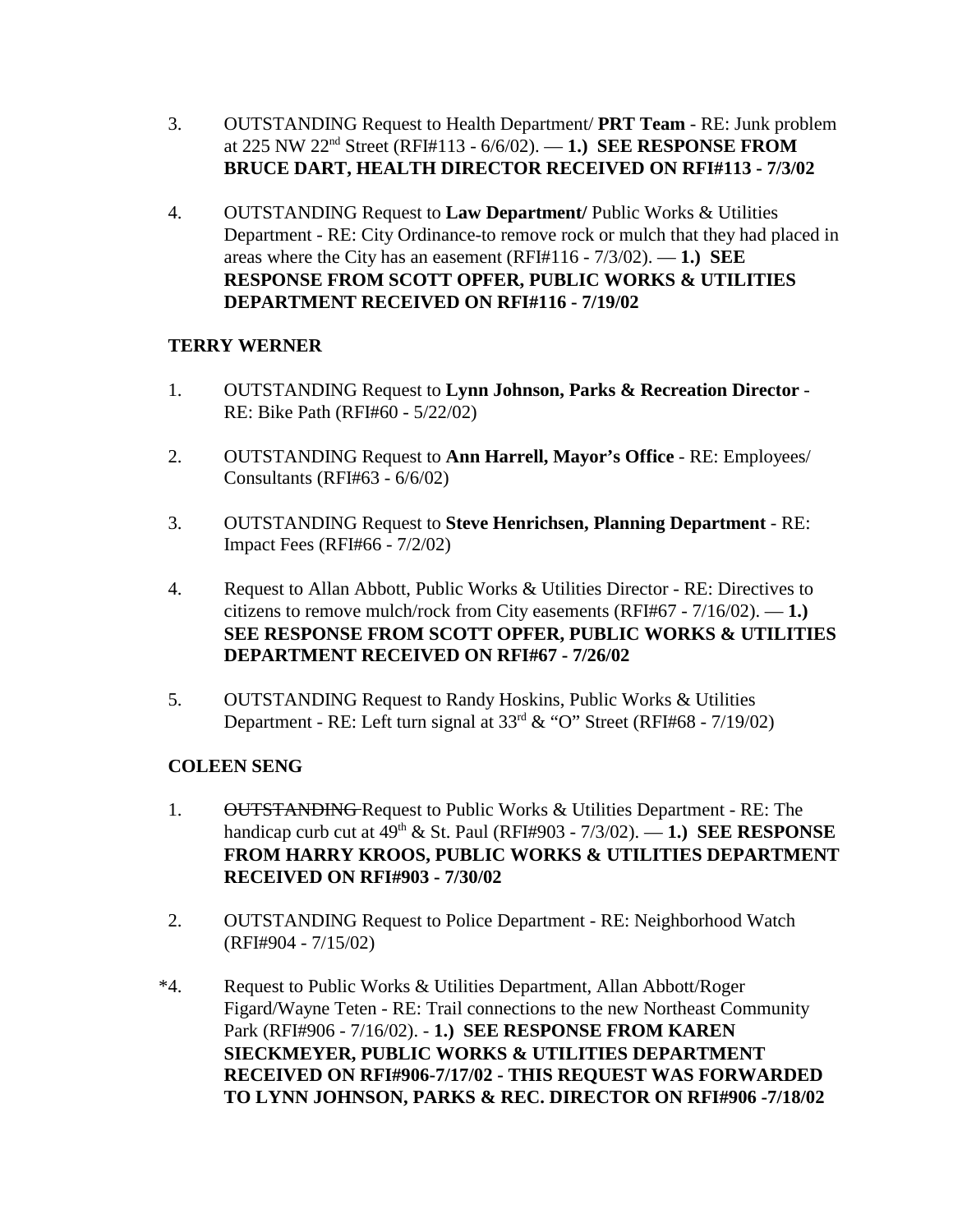3. OUTSTANDING Request to Health Department/ **PRT Team** - RE: Junk problem at 225 NW 22nd Street (RFI#113 - 6/6/02). — **1.) SEE RESPONSE FROM BRUCE DART, HEALTH DIRECTOR RECEIVED ON RFI#113 - 7/3/02**

4. OUTSTANDING Request to **Law Department/** Public Works & Utilities Department - RE: City Ordinance-to remove rock or mulch that they had placed in areas where the City has an easement (RFI#116 - 7/3/02). — **1.) SEE RESPONSE FROM SCOTT OPFER, PUBLIC WORKS & UTILITIES DEPARTMENT RECEIVED ON RFI#116 - 7/19/02**

**TERRY WERNER**

1. OUTSTANDING Request to **Lynn Johnson, Parks & Recreation Director** - RE: Bike Path (RFI#60 - 5/22/02)

2. OUTSTANDING Request to **Ann Harrell, Mayor's Office** - RE: Employees/ Consultants (RFI#63 - 6/6/02)

3. OUTSTANDING Request to **Steve Henrichsen, Planning Department** - RE: Impact Fees (RFI#66 - 7/2/02)

4. Request to Allan Abbott, Public Works & Utilities Director - RE: Directives to citizens to remove mulch/rock from City easements (RFI#67 - 7/16/02). — **1.) SEE RESPONSE FROM SCOTT OPFER, PUBLIC WORKS & UTILITIES DEPARTMENT RECEIVED ON RFI#67 - 7/26/02**

5. OUTSTANDING Request to Randy Hoskins, Public Works & Utilities Department - RE: Left turn signal at 33rd & "O" Street (RFI#68 - 7/19/02)

**COLEEN SENG**

1. ~~OUTSTANDING~~ Request to Public Works & Utilities Department - RE: The handicap curb cut at 49th & St. Paul (RFI#903 - 7/3/02). — **1.) SEE RESPONSE FROM HARRY KROOS, PUBLIC WORKS & UTILITIES DEPARTMENT RECEIVED ON RFI#903 - 7/30/02**

2. OUTSTANDING Request to Police Department - RE: Neighborhood Watch (RFI#904 - 7/15/02)

*4. Request to Public Works & Utilities Department, Allan Abbott/Roger Figard/Wayne Teten - RE: Trail connections to the new Northeast Community Park (RFI#906 - 7/16/02). - **1.) SEE RESPONSE FROM KAREN SIECKMEYER, PUBLIC WORKS & UTILITIES DEPARTMENT RECEIVED ON RFI#906-7/17/02 - THIS REQUEST WAS FORWARDED TO LYNN JOHNSON, PARKS & REC. DIRECTOR ON RFI#906 -7/18/02**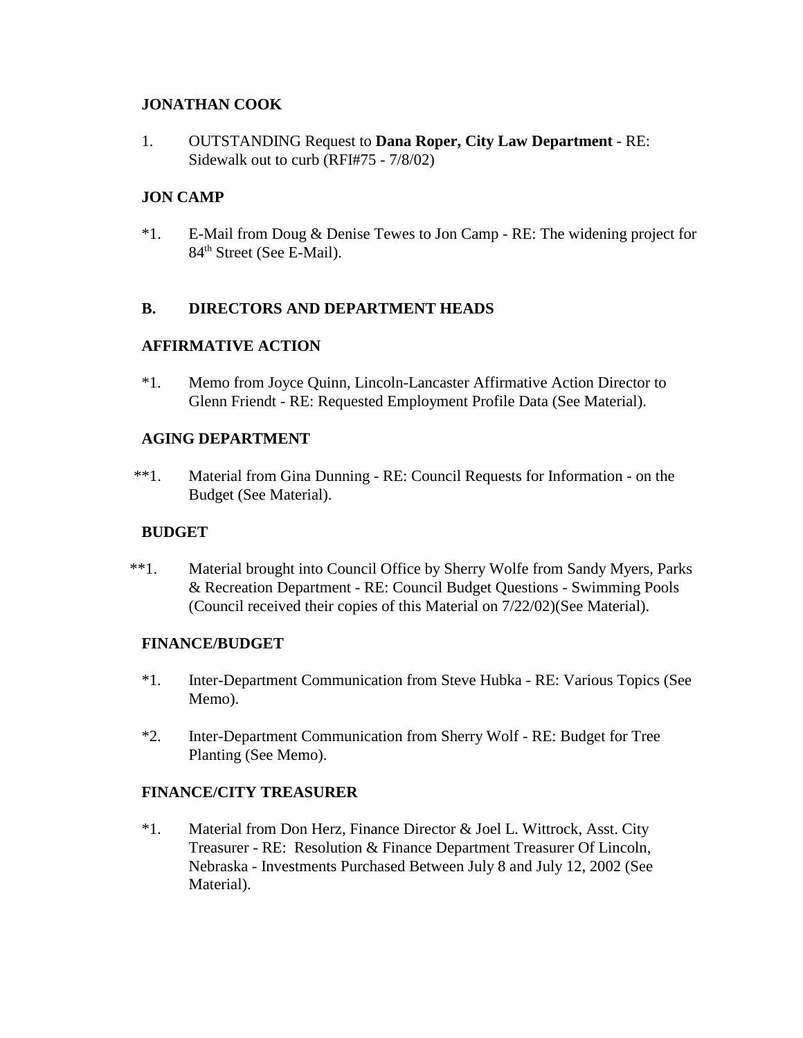**JONATHAN COOK**

1. OUTSTANDING Request to **Dana Roper, City Law Department** - RE: Sidewalk out to curb (RFI#75 - 7/8/02)

**JON CAMP**

*1. E-Mail from Doug & Denise Tewes to Jon Camp - RE: The widening project for 84$^{th}$ Street (See E-Mail).

**B. DIRECTORS AND DEPARTMENT HEADS**

**AFFIRMATIVE ACTION**

*1. Memo from Joyce Quinn, Lincoln-Lancaster Affirmative Action Director to Glenn Friendt - RE: Requested Employment Profile Data (See Material).

**AGING DEPARTMENT**

**1. Material from Gina Dunning - RE: Council Requests for Information - on the Budget (See Material).

**BUDGET**

**1. Material brought into Council Office by Sherry Wolfe from Sandy Myers, Parks & Recreation Department - RE: Council Budget Questions - Swimming Pools (Council received their copies of this Material on 7/22/02)(See Material).

**FINANCE/BUDGET**

*1. Inter-Department Communication from Steve Hubka - RE: Various Topics (See Memo).

*2. Inter-Department Communication from Sherry Wolf - RE: Budget for Tree Planting (See Memo).

**FINANCE/CITY TREASURER**

*1. Material from Don Herz, Finance Director & Joel L. Wittrock, Asst. City Treasurer - RE: Resolution & Finance Department Treasurer Of Lincoln, Nebraska - Investments Purchased Between July 8 and July 12, 2002 (See Material).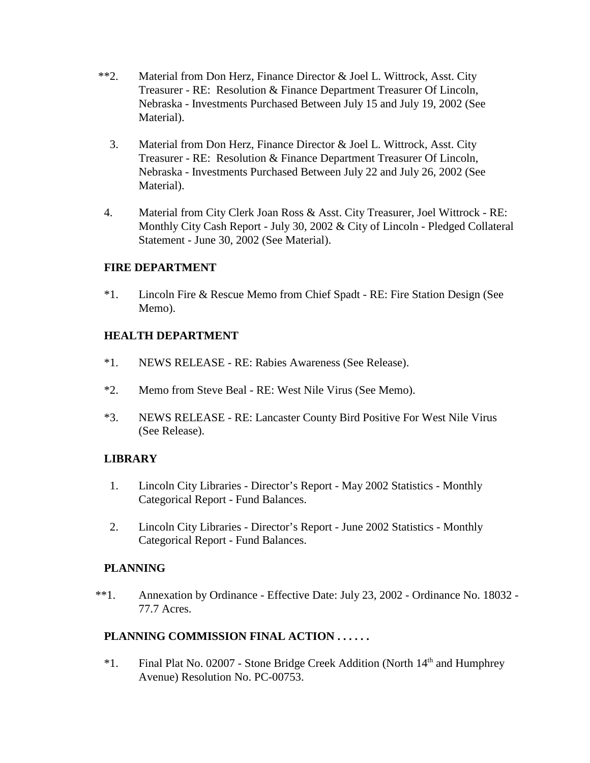**2. Material from Don Herz, Finance Director & Joel L. Wittrock, Asst. City Treasurer - RE: Resolution & Finance Department Treasurer Of Lincoln, Nebraska - Investments Purchased Between July 15 and July 19, 2002 (See Material).

3. Material from Don Herz, Finance Director & Joel L. Wittrock, Asst. City Treasurer - RE: Resolution & Finance Department Treasurer Of Lincoln, Nebraska - Investments Purchased Between July 22 and July 26, 2002 (See Material).

4. Material from City Clerk Joan Ross & Asst. City Treasurer, Joel Wittrock - RE: Monthly City Cash Report - July 30, 2002 & City of Lincoln - Pledged Collateral Statement - June 30, 2002 (See Material).

**FIRE DEPARTMENT**

*1. Lincoln Fire & Rescue Memo from Chief Spadt - RE: Fire Station Design (See Memo).

**HEALTH DEPARTMENT**

*1. NEWS RELEASE - RE: Rabies Awareness (See Release).

*2. Memo from Steve Beal - RE: West Nile Virus (See Memo).

*3. NEWS RELEASE - RE: Lancaster County Bird Positive For West Nile Virus (See Release).

**LIBRARY**

1. Lincoln City Libraries - Director's Report - May 2002 Statistics - Monthly Categorical Report - Fund Balances.

2. Lincoln City Libraries - Director's Report - June 2002 Statistics - Monthly Categorical Report - Fund Balances.

**PLANNING**

**1. Annexation by Ordinance - Effective Date: July 23, 2002 - Ordinance No. 18032 - 77.7 Acres.

**PLANNING COMMISSION FINAL ACTION . . . . . .**

*1. Final Plat No. 02007 - Stone Bridge Creek Addition (North 14th and Humphrey Avenue) Resolution No. PC-00753.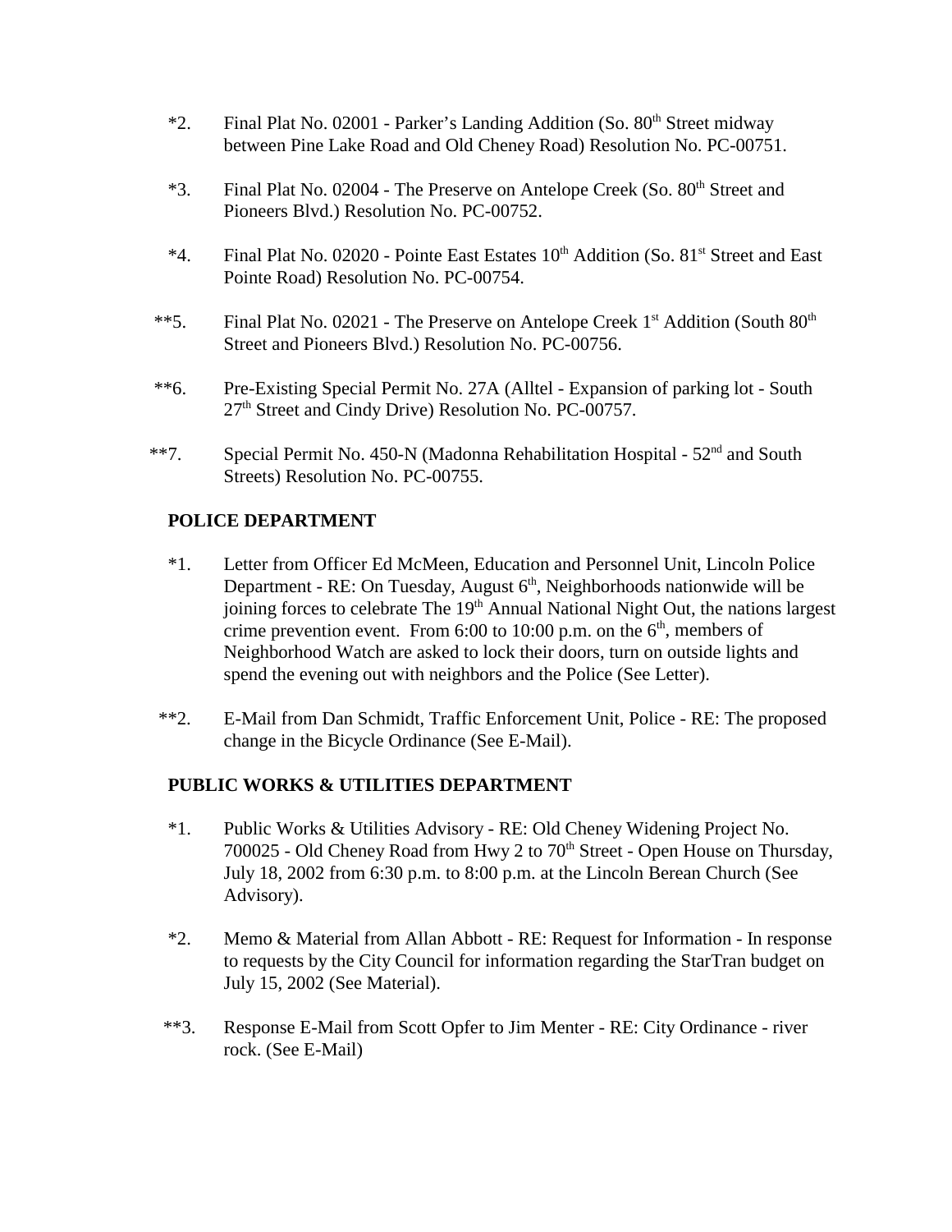*2. Final Plat No. 02001 - Parker's Landing Addition (So. 80th Street midway between Pine Lake Road and Old Cheney Road) Resolution No. PC-00751.

*3. Final Plat No. 02004 - The Preserve on Antelope Creek (So. 80th Street and Pioneers Blvd.) Resolution No. PC-00752.

*4. Final Plat No. 02020 - Pointe East Estates 10th Addition (So. 81st Street and East Pointe Road) Resolution No. PC-00754.

**5. Final Plat No. 02021 - The Preserve on Antelope Creek 1st Addition (South 80th Street and Pioneers Blvd.) Resolution No. PC-00756.

**6. Pre-Existing Special Permit No. 27A (Alltel - Expansion of parking lot - South 27th Street and Cindy Drive) Resolution No. PC-00757.

**7. Special Permit No. 450-N (Madonna Rehabilitation Hospital - 52nd and South Streets) Resolution No. PC-00755.

**POLICE DEPARTMENT**

*1. Letter from Officer Ed McMeen, Education and Personnel Unit, Lincoln Police Department - RE: On Tuesday, August 6th, Neighborhoods nationwide will be joining forces to celebrate The 19th Annual National Night Out, the nations largest crime prevention event. From 6:00 to 10:00 p.m. on the 6th, members of Neighborhood Watch are asked to lock their doors, turn on outside lights and spend the evening out with neighbors and the Police (See Letter).

**2. E-Mail from Dan Schmidt, Traffic Enforcement Unit, Police - RE: The proposed change in the Bicycle Ordinance (See E-Mail).

**PUBLIC WORKS & UTILITIES DEPARTMENT**

*1. Public Works & Utilities Advisory - RE: Old Cheney Widening Project No. 700025 - Old Cheney Road from Hwy 2 to 70th Street - Open House on Thursday, July 18, 2002 from 6:30 p.m. to 8:00 p.m. at the Lincoln Berean Church (See Advisory).

*2. Memo & Material from Allan Abbott - RE: Request for Information - In response to requests by the City Council for information regarding the StarTran budget on July 15, 2002 (See Material).

**3. Response E-Mail from Scott Opfer to Jim Menter - RE: City Ordinance - river rock. (See E-Mail)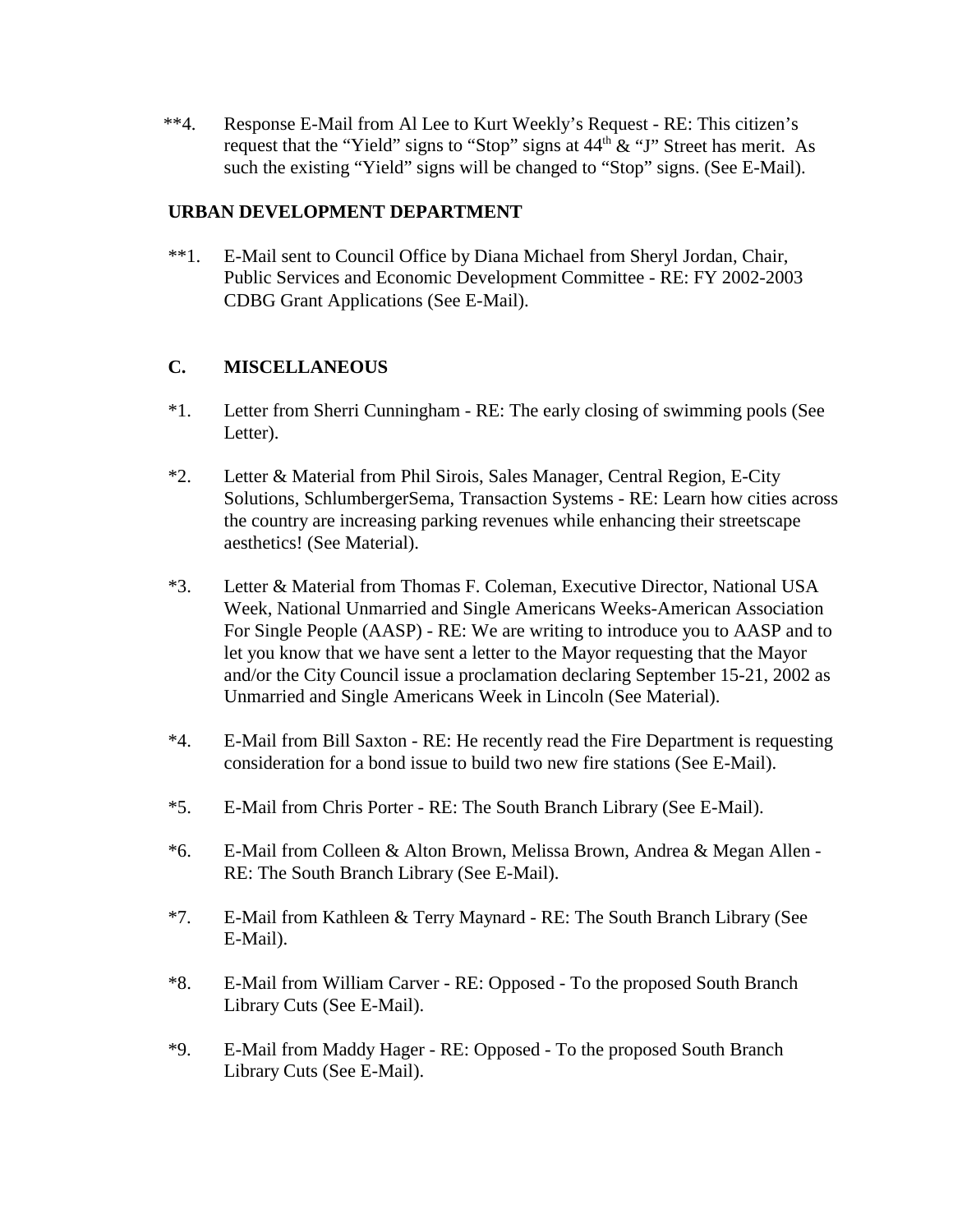**4. Response E-Mail from Al Lee to Kurt Weekly's Request - RE: This citizen's request that the "Yield" signs to "Stop" signs at 44th & "J" Street has merit. As such the existing "Yield" signs will be changed to "Stop" signs. (See E-Mail).

**URBAN DEVELOPMENT DEPARTMENT**

**1. E-Mail sent to Council Office by Diana Michael from Sheryl Jordan, Chair, Public Services and Economic Development Committee - RE: FY 2002-2003 CDBG Grant Applications (See E-Mail).

## C. MISCELLANEOUS

*1. Letter from Sherri Cunningham - RE: The early closing of swimming pools (See Letter).

*2. Letter & Material from Phil Sirois, Sales Manager, Central Region, E-City Solutions, SchlumbergerSema, Transaction Systems - RE: Learn how cities across the country are increasing parking revenues while enhancing their streetscape aesthetics! (See Material).

*3. Letter & Material from Thomas F. Coleman, Executive Director, National USA Week, National Unmarried and Single Americans Weeks-American Association For Single People (AASP) - RE: We are writing to introduce you to AASP and to let you know that we have sent a letter to the Mayor requesting that the Mayor and/or the City Council issue a proclamation declaring September 15-21, 2002 as Unmarried and Single Americans Week in Lincoln (See Material).

*4. E-Mail from Bill Saxton - RE: He recently read the Fire Department is requesting consideration for a bond issue to build two new fire stations (See E-Mail).

*5. E-Mail from Chris Porter - RE: The South Branch Library (See E-Mail).

*6. E-Mail from Colleen & Alton Brown, Melissa Brown, Andrea & Megan Allen - RE: The South Branch Library (See E-Mail).

*7. E-Mail from Kathleen & Terry Maynard - RE: The South Branch Library (See E-Mail).

*8. E-Mail from William Carver - RE: Opposed - To the proposed South Branch Library Cuts (See E-Mail).

*9. E-Mail from Maddy Hager - RE: Opposed - To the proposed South Branch Library Cuts (See E-Mail).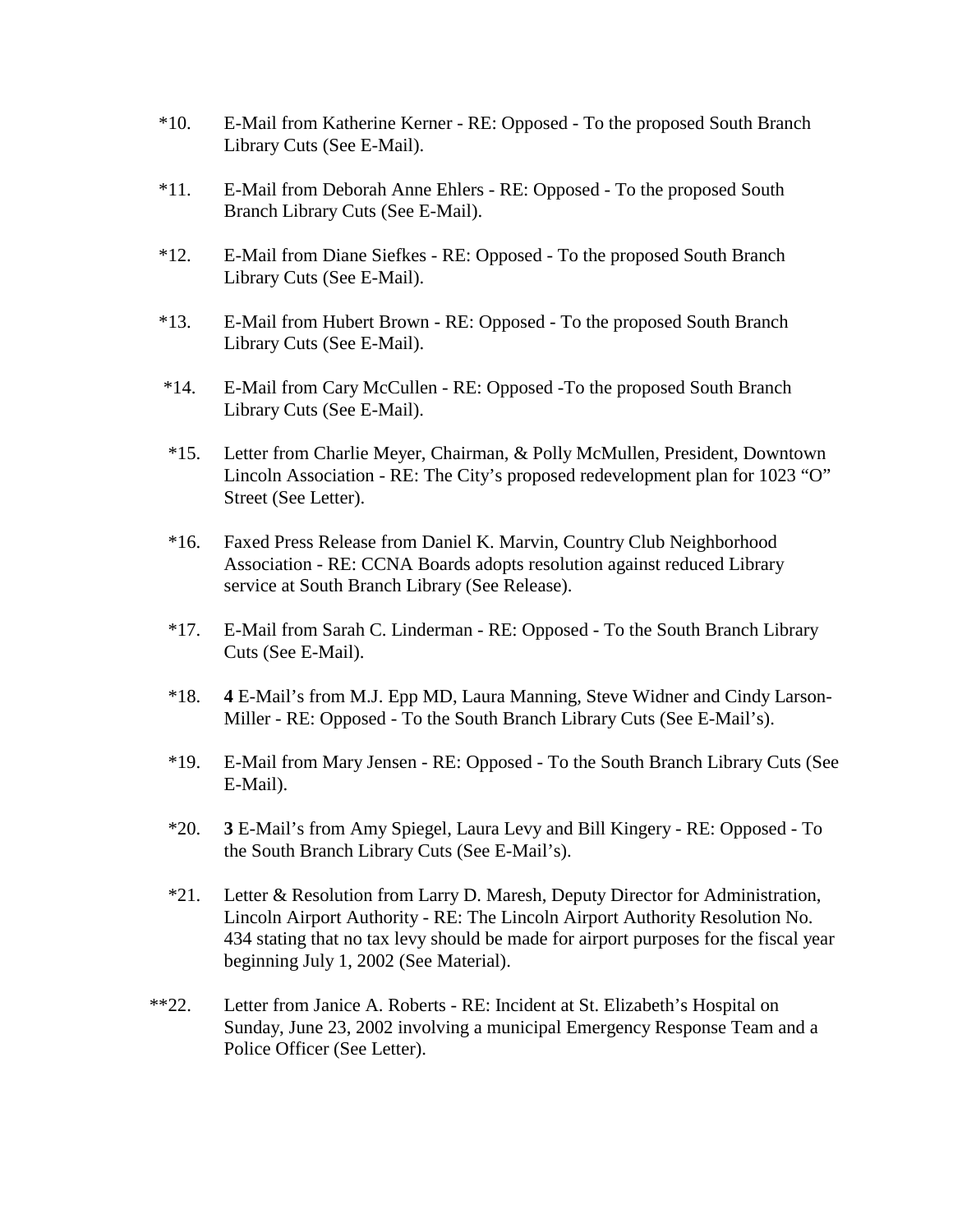*10. E-Mail from Katherine Kerner - RE: Opposed - To the proposed South Branch Library Cuts (See E-Mail).

*11. E-Mail from Deborah Anne Ehlers - RE: Opposed - To the proposed South Branch Library Cuts (See E-Mail).

*12. E-Mail from Diane Siefkes - RE: Opposed - To the proposed South Branch Library Cuts (See E-Mail).

*13. E-Mail from Hubert Brown - RE: Opposed - To the proposed South Branch Library Cuts (See E-Mail).

*14. E-Mail from Cary McCullen - RE: Opposed -To the proposed South Branch Library Cuts (See E-Mail).

*15. Letter from Charlie Meyer, Chairman, & Polly McMullen, President, Downtown Lincoln Association - RE: The City's proposed redevelopment plan for 1023 "O" Street (See Letter).

*16. Faxed Press Release from Daniel K. Marvin, Country Club Neighborhood Association - RE: CCNA Boards adopts resolution against reduced Library service at South Branch Library (See Release).

*17. E-Mail from Sarah C. Linderman - RE: Opposed - To the South Branch Library Cuts (See E-Mail).

*18. **4** E-Mail's from M.J. Epp MD, Laura Manning, Steve Widner and Cindy Larson-Miller - RE: Opposed - To the South Branch Library Cuts (See E-Mail's).

*19. E-Mail from Mary Jensen - RE: Opposed - To the South Branch Library Cuts (See E-Mail).

*20. **3** E-Mail's from Amy Spiegel, Laura Levy and Bill Kingery - RE: Opposed - To the South Branch Library Cuts (See E-Mail's).

*21. Letter & Resolution from Larry D. Maresh, Deputy Director for Administration, Lincoln Airport Authority - RE: The Lincoln Airport Authority Resolution No. 434 stating that no tax levy should be made for airport purposes for the fiscal year beginning July 1, 2002 (See Material).

**22. Letter from Janice A. Roberts - RE: Incident at St. Elizabeth's Hospital on Sunday, June 23, 2002 involving a municipal Emergency Response Team and a Police Officer (See Letter).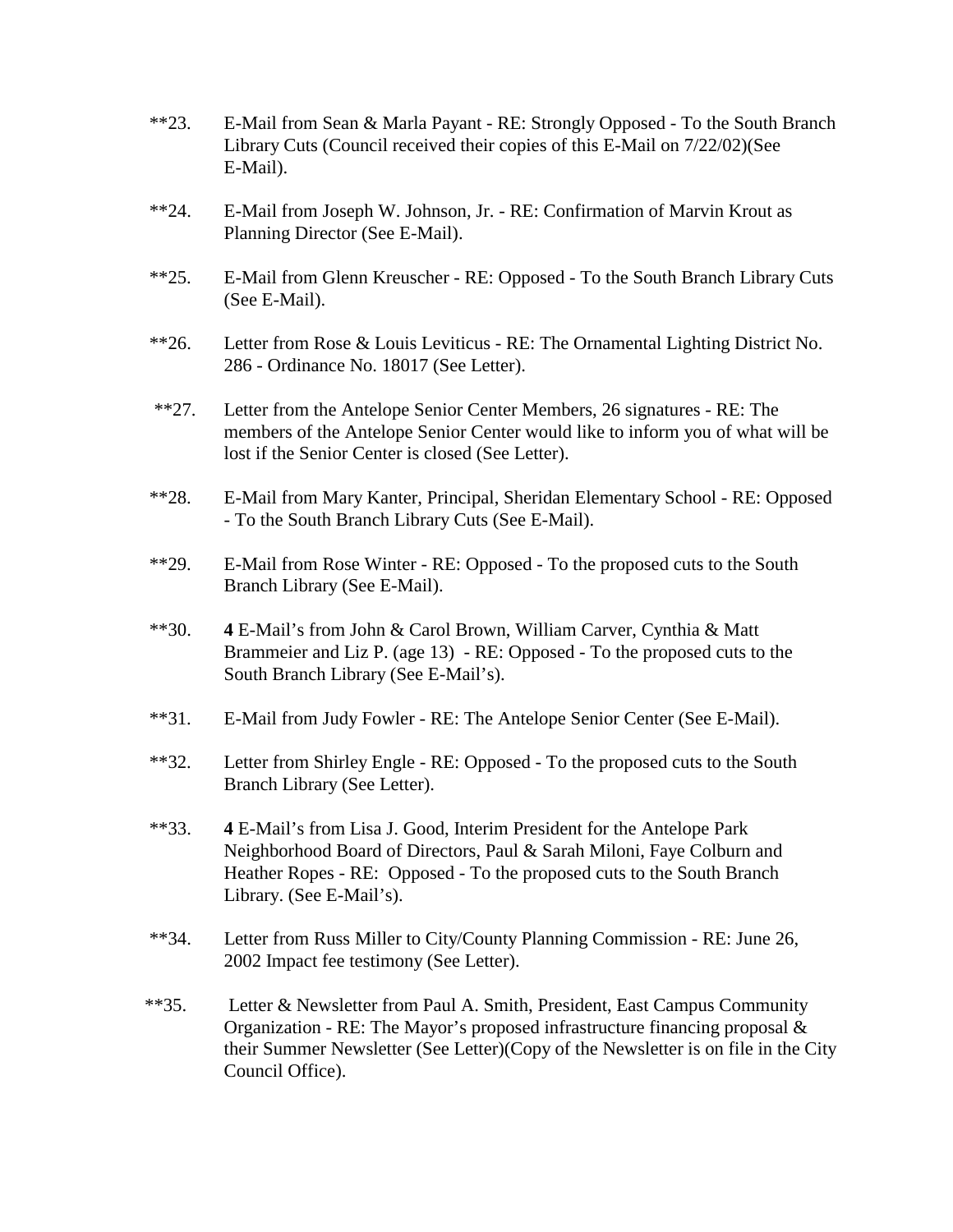**23. E-Mail from Sean & Marla Payant - RE: Strongly Opposed - To the South Branch Library Cuts (Council received their copies of this E-Mail on 7/22/02)(See E-Mail).

**24. E-Mail from Joseph W. Johnson, Jr. - RE: Confirmation of Marvin Krout as Planning Director (See E-Mail).

**25. E-Mail from Glenn Kreuscher - RE: Opposed - To the South Branch Library Cuts (See E-Mail).

**26. Letter from Rose & Louis Leviticus - RE: The Ornamental Lighting District No. 286 - Ordinance No. 18017 (See Letter).

**27. Letter from the Antelope Senior Center Members, 26 signatures - RE: The members of the Antelope Senior Center would like to inform you of what will be lost if the Senior Center is closed (See Letter).

**28. E-Mail from Mary Kanter, Principal, Sheridan Elementary School - RE: Opposed - To the South Branch Library Cuts (See E-Mail).

**29. E-Mail from Rose Winter - RE: Opposed - To the proposed cuts to the South Branch Library (See E-Mail).

**30. **4** E-Mail's from John & Carol Brown, William Carver, Cynthia & Matt Brammeier and Liz P. (age 13) - RE: Opposed - To the proposed cuts to the South Branch Library (See E-Mail's).

**31. E-Mail from Judy Fowler - RE: The Antelope Senior Center (See E-Mail).

**32. Letter from Shirley Engle - RE: Opposed - To the proposed cuts to the South Branch Library (See Letter).

**33. **4** E-Mail's from Lisa J. Good, Interim President for the Antelope Park Neighborhood Board of Directors, Paul & Sarah Miloni, Faye Colburn and Heather Ropes - RE: Opposed - To the proposed cuts to the South Branch Library. (See E-Mail's).

**34. Letter from Russ Miller to City/County Planning Commission - RE: June 26, 2002 Impact fee testimony (See Letter).

**35. Letter & Newsletter from Paul A. Smith, President, East Campus Community Organization - RE: The Mayor's proposed infrastructure financing proposal & their Summer Newsletter (See Letter)(Copy of the Newsletter is on file in the City Council Office).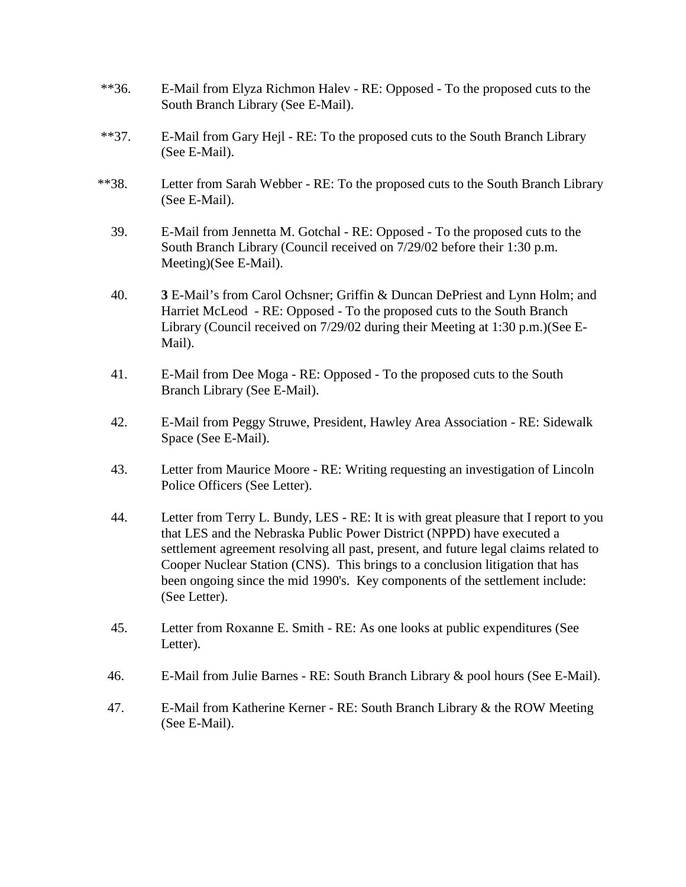**36. E-Mail from Elyza Richmon Halev - RE: Opposed - To the proposed cuts to the South Branch Library (See E-Mail).

**37. E-Mail from Gary Hejl - RE: To the proposed cuts to the South Branch Library (See E-Mail).

**38. Letter from Sarah Webber - RE: To the proposed cuts to the South Branch Library (See E-Mail).

39. E-Mail from Jennetta M. Gotchal - RE: Opposed - To the proposed cuts to the South Branch Library (Council received on 7/29/02 before their 1:30 p.m. Meeting)(See E-Mail).

40. **3** E-Mail's from Carol Ochsner; Griffin & Duncan DePriest and Lynn Holm; and Harriet McLeod - RE: Opposed - To the proposed cuts to the South Branch Library (Council received on 7/29/02 during their Meeting at 1:30 p.m.)(See E-Mail).

41. E-Mail from Dee Moga - RE: Opposed - To the proposed cuts to the South Branch Library (See E-Mail).

42. E-Mail from Peggy Struwe, President, Hawley Area Association - RE: Sidewalk Space (See E-Mail).

43. Letter from Maurice Moore - RE: Writing requesting an investigation of Lincoln Police Officers (See Letter).

44. Letter from Terry L. Bundy, LES - RE: It is with great pleasure that I report to you that LES and the Nebraska Public Power District (NPPD) have executed a settlement agreement resolving all past, present, and future legal claims related to Cooper Nuclear Station (CNS). This brings to a conclusion litigation that has been ongoing since the mid 1990's. Key components of the settlement include: (See Letter).

45. Letter from Roxanne E. Smith - RE: As one looks at public expenditures (See Letter).

46. E-Mail from Julie Barnes - RE: South Branch Library & pool hours (See E-Mail).

47. E-Mail from Katherine Kerner - RE: South Branch Library & the ROW Meeting (See E-Mail).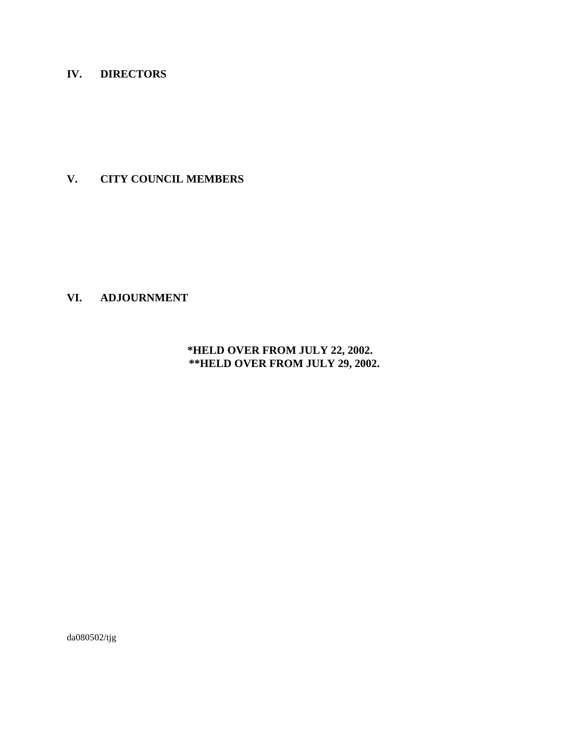## IV. DIRECTORS

## V. CITY COUNCIL MEMBERS

## VI. ADJOURNMENT

**\*HELD OVER FROM JULY 22, 2002.**
**\*\*HELD OVER FROM JULY 29, 2002.**

da080502/tjg